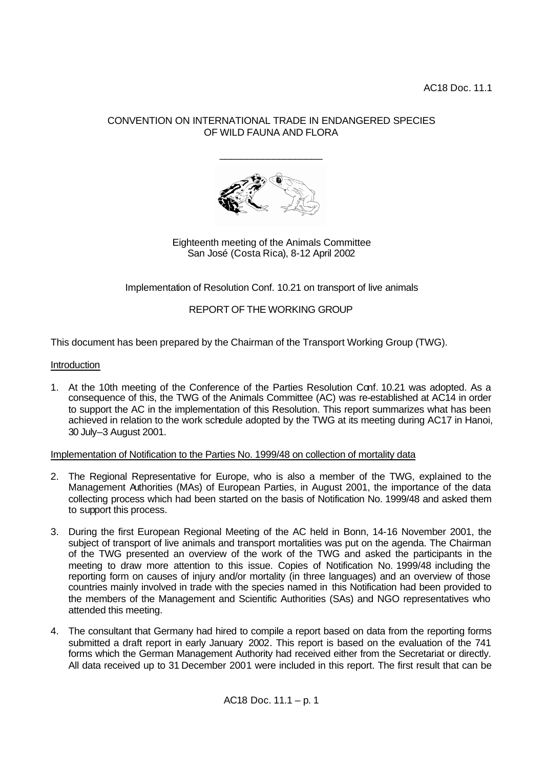AC18 Doc. 11.1

CONVENTION ON INTERNATIONAL TRADE IN ENDANGERED SPECIES OF WILD FAUNA AND FLORA

\_\_\_\_\_\_\_\_\_\_\_\_\_\_\_\_\_\_\_\_

Eighteenth meeting of the Animals Committee
San José (Costa Rica), 8-12 April 2002

Implementation of Resolution Conf. 10.21 on transport of live animals

REPORT OF THE WORKING GROUP

This document has been prepared by the Chairman of the Transport Working Group (TWG).

<u>Introduction</u>

1. At the 10th meeting of the Conference of the Parties Resolution Conf. 10.21 was adopted. As a consequence of this, the TWG of the Animals Committee (AC) was re-established at AC14 in order to support the AC in the implementation of this Resolution. This report summarizes what has been achieved in relation to the work schedule adopted by the TWG at its meeting during AC17 in Hanoi, 30 July–3 August 2001.

<u>Implementation of Notification to the Parties No. 1999/48 on collection of mortality data</u>

2. The Regional Representative for Europe, who is also a member of the TWG, explained to the Management Authorities (MAs) of European Parties, in August 2001, the importance of the data collecting process which had been started on the basis of Notification No. 1999/48 and asked them to support this process.

3. During the first European Regional Meeting of the AC held in Bonn, 14-16 November 2001, the subject of transport of live animals and transport mortalities was put on the agenda. The Chairman of the TWG presented an overview of the work of the TWG and asked the participants in the meeting to draw more attention to this issue. Copies of Notification No. 1999/48 including the reporting form on causes of injury and/or mortality (in three languages) and an overview of those countries mainly involved in trade with the species named in this Notification had been provided to the members of the Management and Scientific Authorities (SAs) and NGO representatives who attended this meeting.

4. The consultant that Germany had hired to compile a report based on data from the reporting forms submitted a draft report in early January 2002. This report is based on the evaluation of the 741 forms which the German Management Authority had received either from the Secretariat or directly. All data received up to 31 December 2001 were included in this report. The first result that can be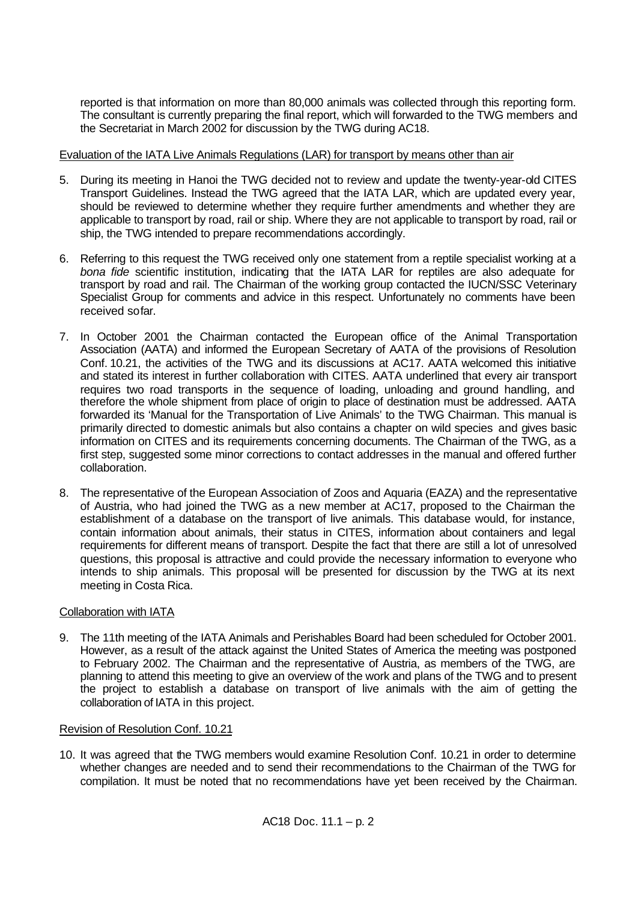reported is that information on more than 80,000 animals was collected through this reporting form. The consultant is currently preparing the final report, which will forwarded to the TWG members and the Secretariat in March 2002 for discussion by the TWG during AC18.

Evaluation of the IATA Live Animals Regulations (LAR) for transport by means other than air

5. During its meeting in Hanoi the TWG decided not to review and update the twenty-year-old CITES Transport Guidelines. Instead the TWG agreed that the IATA LAR, which are updated every year, should be reviewed to determine whether they require further amendments and whether they are applicable to transport by road, rail or ship. Where they are not applicable to transport by road, rail or ship, the TWG intended to prepare recommendations accordingly.

6. Referring to this request the TWG received only one statement from a reptile specialist working at a *bona fide* scientific institution, indicating that the IATA LAR for reptiles are also adequate for transport by road and rail. The Chairman of the working group contacted the IUCN/SSC Veterinary Specialist Group for comments and advice in this respect. Unfortunately no comments have been received sofar.

7. In October 2001 the Chairman contacted the European office of the Animal Transportation Association (AATA) and informed the European Secretary of AATA of the provisions of Resolution Conf. 10.21, the activities of the TWG and its discussions at AC17. AATA welcomed this initiative and stated its interest in further collaboration with CITES. AATA underlined that every air transport requires two road transports in the sequence of loading, unloading and ground handling, and therefore the whole shipment from place of origin to place of destination must be addressed. AATA forwarded its 'Manual for the Transportation of Live Animals' to the TWG Chairman. This manual is primarily directed to domestic animals but also contains a chapter on wild species and gives basic information on CITES and its requirements concerning documents. The Chairman of the TWG, as a first step, suggested some minor corrections to contact addresses in the manual and offered further collaboration.

8. The representative of the European Association of Zoos and Aquaria (EAZA) and the representative of Austria, who had joined the TWG as a new member at AC17, proposed to the Chairman the establishment of a database on the transport of live animals. This database would, for instance, contain information about animals, their status in CITES, information about containers and legal requirements for different means of transport. Despite the fact that there are still a lot of unresolved questions, this proposal is attractive and could provide the necessary information to everyone who intends to ship animals. This proposal will be presented for discussion by the TWG at its next meeting in Costa Rica.

Collaboration with IATA

9. The 11th meeting of the IATA Animals and Perishables Board had been scheduled for October 2001. However, as a result of the attack against the United States of America the meeting was postponed to February 2002. The Chairman and the representative of Austria, as members of the TWG, are planning to attend this meeting to give an overview of the work and plans of the TWG and to present the project to establish a database on transport of live animals with the aim of getting the collaboration of IATA in this project.

Revision of Resolution Conf. 10.21

10. It was agreed that the TWG members would examine Resolution Conf. 10.21 in order to determine whether changes are needed and to send their recommendations to the Chairman of the TWG for compilation. It must be noted that no recommendations have yet been received by the Chairman.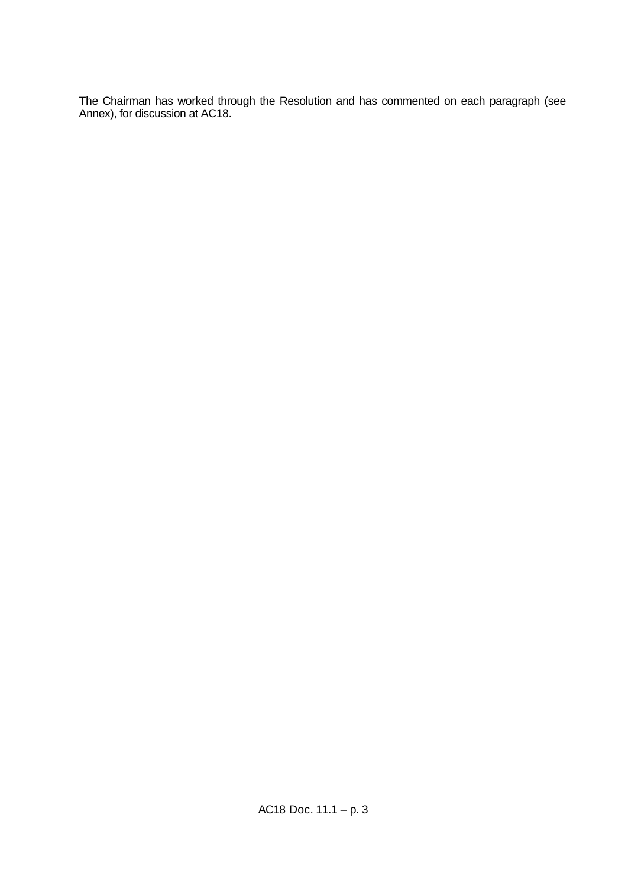The Chairman has worked through the Resolution and has commented on each paragraph (see Annex), for discussion at AC18.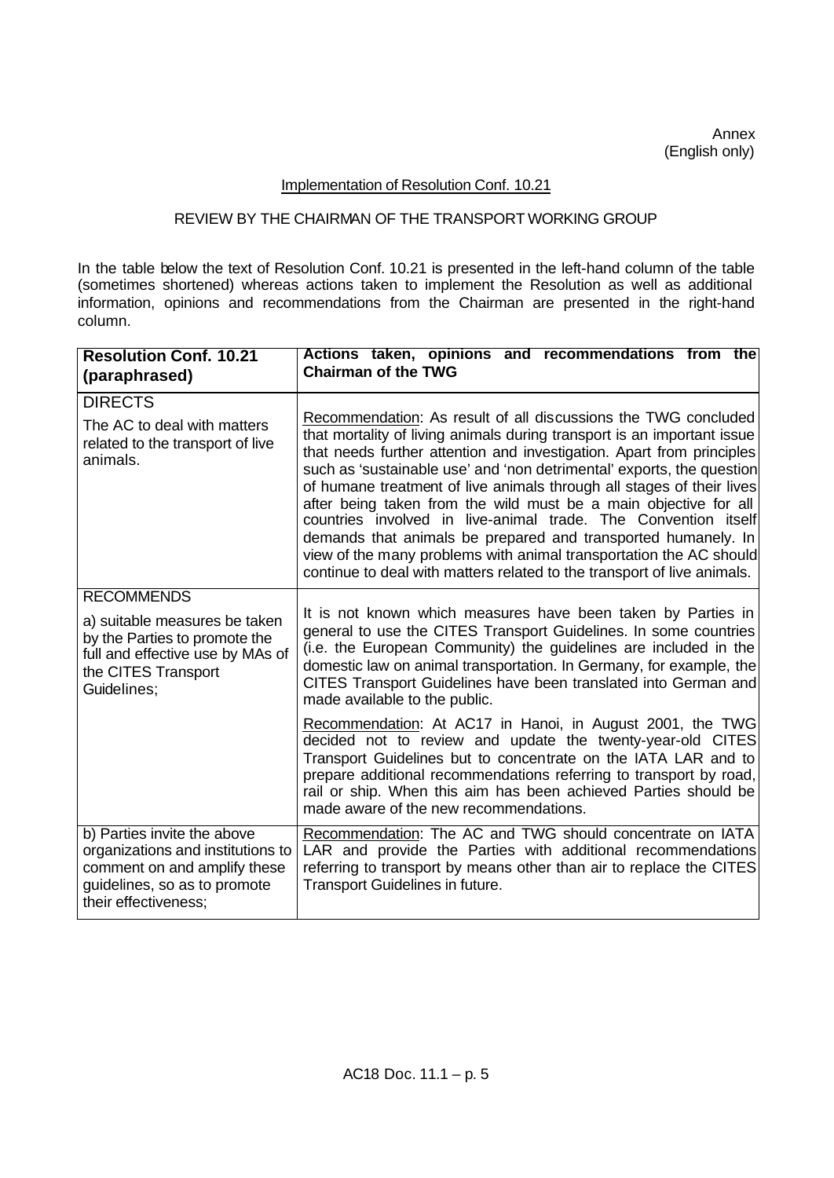Annex
(English only)

Implementation of Resolution Conf. 10.21

REVIEW BY THE CHAIRMAN OF THE TRANSPORT WORKING GROUP

In the table below the text of Resolution Conf. 10.21 is presented in the left-hand column of the table (sometimes shortened) whereas actions taken to implement the Resolution as well as additional information, opinions and recommendations from the Chairman are presented in the right-hand column.

| **Resolution Conf. 10.21 (paraphrased)** | **Actions taken, opinions and recommendations from the Chairman of the TWG** |
|---|---|
| DIRECTS<br><br>The AC to deal with matters related to the transport of live animals. | Recommendation: As result of all discussions the TWG concluded that mortality of living animals during transport is an important issue that needs further attention and investigation. Apart from principles such as 'sustainable use' and 'non detrimental' exports, the question of humane treatment of live animals through all stages of their lives after being taken from the wild must be a main objective for all countries involved in live-animal trade. The Convention itself demands that animals be prepared and transported humanely. In view of the many problems with animal transportation the AC should continue to deal with matters related to the transport of live animals. |
| RECOMMENDS<br><br>a) suitable measures be taken by the Parties to promote the full and effective use by MAs of the CITES Transport Guidelines; | It is not known which measures have been taken by Parties in general to use the CITES Transport Guidelines. In some countries (i.e. the European Community) the guidelines are included in the domestic law on animal transportation. In Germany, for example, the CITES Transport Guidelines have been translated into German and made available to the public.<br><br>Recommendation: At AC17 in Hanoi, in August 2001, the TWG decided not to review and update the twenty-year-old CITES Transport Guidelines but to concentrate on the IATA LAR and to prepare additional recommendations referring to transport by road, rail or ship. When this aim has been achieved Parties should be made aware of the new recommendations. |
| b) Parties invite the above organizations and institutions to comment on and amplify these guidelines, so as to promote their effectiveness; | Recommendation: The AC and TWG should concentrate on IATA LAR and provide the Parties with additional recommendations referring to transport by means other than air to replace the CITES Transport Guidelines in future. |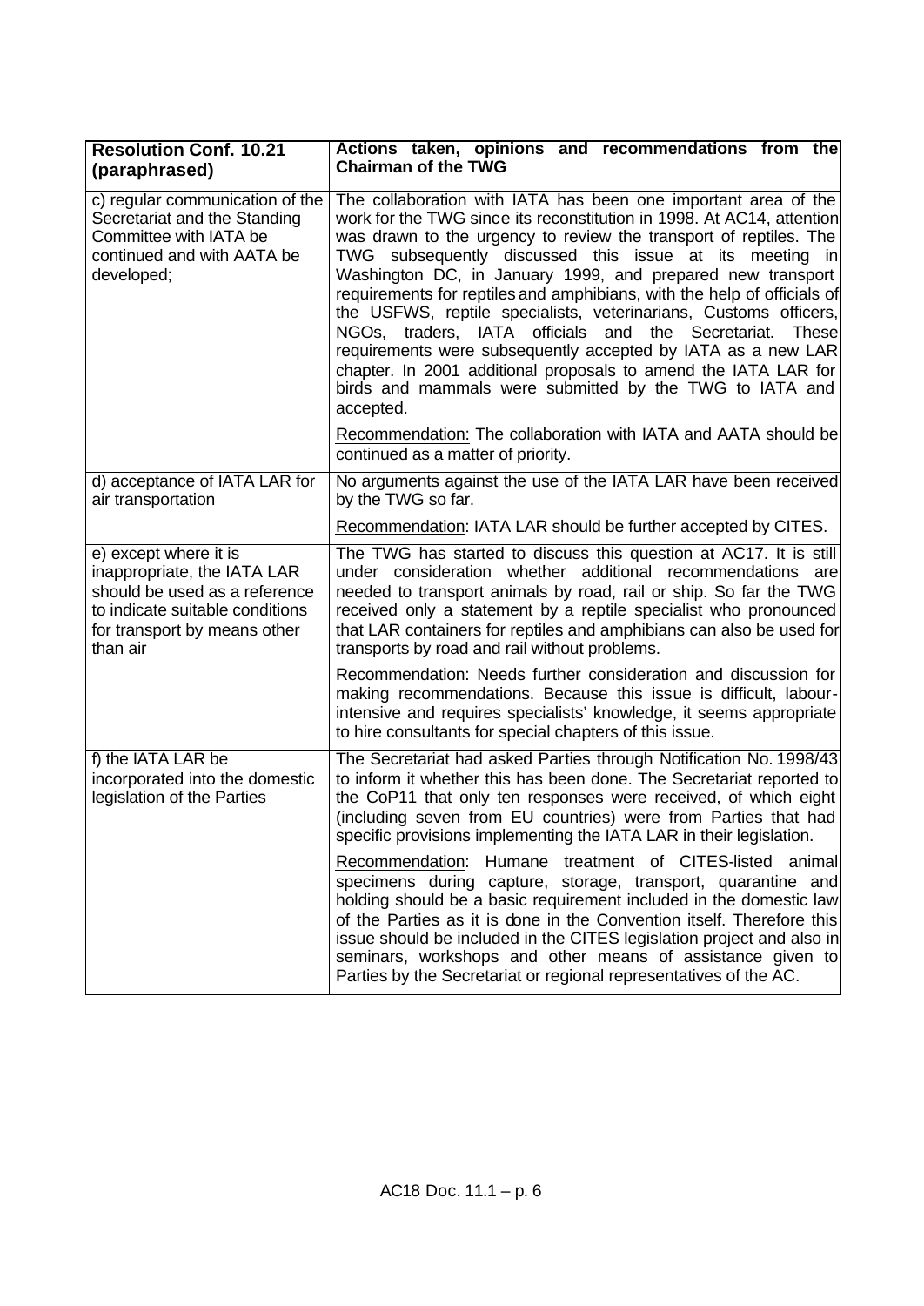| **Resolution Conf. 10.21 (paraphrased)** | **Actions taken, opinions and recommendations from the Chairman of the TWG** |
|---|---|
| c) regular communication of the Secretariat and the Standing Committee with IATA be continued and with AATA be developed; | The collaboration with IATA has been one important area of the work for the TWG since its reconstitution in 1998. At AC14, attention was drawn to the urgency to review the transport of reptiles. The TWG subsequently discussed this issue at its meeting in Washington DC, in January 1999, and prepared new transport requirements for reptiles and amphibians, with the help of officials of the USFWS, reptile specialists, veterinarians, Customs officers, NGOs, traders, IATA officials and the Secretariat. These requirements were subsequently accepted by IATA as a new LAR chapter. In 2001 additional proposals to amend the IATA LAR for birds and mammals were submitted by the TWG to IATA and accepted.<br><br><u>Recommendation:</u> The collaboration with IATA and AATA should be continued as a matter of priority. |
| d) acceptance of IATA LAR for air transportation | No arguments against the use of the IATA LAR have been received by the TWG so far.<br><br><u>Recommendation</u>: IATA LAR should be further accepted by CITES. |
| e) except where it is inappropriate, the IATA LAR should be used as a reference to indicate suitable conditions for transport by means other than air | The TWG has started to discuss this question at AC17. It is still under consideration whether additional recommendations are needed to transport animals by road, rail or ship. So far the TWG received only a statement by a reptile specialist who pronounced that LAR containers for reptiles and amphibians can also be used for transports by road and rail without problems.<br><br><u>Recommendation</u>: Needs further consideration and discussion for making recommendations. Because this issue is difficult, labour-intensive and requires specialists' knowledge, it seems appropriate to hire consultants for special chapters of this issue. |
| f) the IATA LAR be incorporated into the domestic legislation of the Parties | The Secretariat had asked Parties through Notification No. 1998/43 to inform it whether this has been done. The Secretariat reported to the CoP11 that only ten responses were received, of which eight (including seven from EU countries) were from Parties that had specific provisions implementing the IATA LAR in their legislation.<br><br><u>Recommendation</u>: Humane treatment of CITES-listed animal specimens during capture, storage, transport, quarantine and holding should be a basic requirement included in the domestic law of the Parties as it is done in the Convention itself. Therefore this issue should be included in the CITES legislation project and also in seminars, workshops and other means of assistance given to Parties by the Secretariat or regional representatives of the AC. |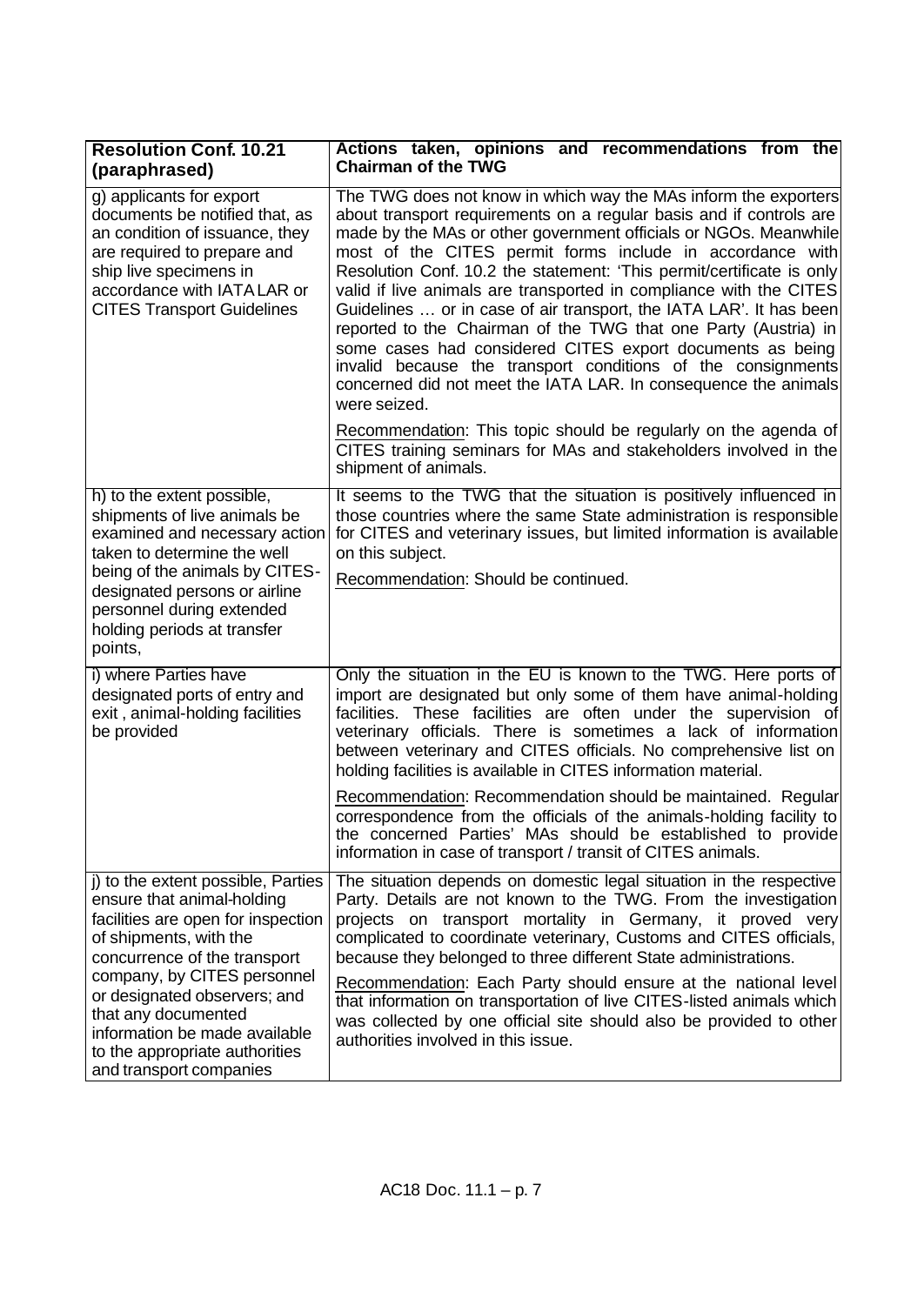| Resolution Conf. 10.21 (paraphrased) | Actions taken, opinions and recommendations from the Chairman of the TWG |
|---|---|
| g) applicants for export documents be notified that, as an condition of issuance, they are required to prepare and ship live specimens in accordance with IATA LAR or CITES Transport Guidelines | The TWG does not know in which way the MAs inform the exporters about transport requirements on a regular basis and if controls are made by the MAs or other government officials or NGOs. Meanwhile most of the CITES permit forms include in accordance with Resolution Conf. 10.2 the statement: 'This permit/certificate is only valid if live animals are transported in compliance with the CITES Guidelines … or in case of air transport, the IATA LAR'. It has been reported to the Chairman of the TWG that one Party (Austria) in some cases had considered CITES export documents as being invalid because the transport conditions of the consignments concerned did not meet the IATA LAR. In consequence the animals were seized.<br><br>Recommendation: This topic should be regularly on the agenda of CITES training seminars for MAs and stakeholders involved in the shipment of animals. |
| h) to the extent possible, shipments of live animals be examined and necessary action taken to determine the well being of the animals by CITES-designated persons or airline personnel during extended holding periods at transfer points, | It seems to the TWG that the situation is positively influenced in those countries where the same State administration is responsible for CITES and veterinary issues, but limited information is available on this subject.<br><br>Recommendation: Should be continued. |
| i) where Parties have designated ports of entry and exit , animal-holding facilities be provided | Only the situation in the EU is known to the TWG. Here ports of import are designated but only some of them have animal-holding facilities. These facilities are often under the supervision of veterinary officials. There is sometimes a lack of information between veterinary and CITES officials. No comprehensive list on holding facilities is available in CITES information material.<br><br>Recommendation: Recommendation should be maintained. Regular correspondence from the officials of the animals-holding facility to the concerned Parties' MAs should be established to provide information in case of transport / transit of CITES animals. |
| j) to the extent possible, Parties ensure that animal-holding facilities are open for inspection of shipments, with the concurrence of the transport company, by CITES personnel or designated observers; and that any documented information be made available to the appropriate authorities and transport companies | The situation depends on domestic legal situation in the respective Party. Details are not known to the TWG. From the investigation projects on transport mortality in Germany, it proved very complicated to coordinate veterinary, Customs and CITES officials, because they belonged to three different State administrations.<br><br>Recommendation: Each Party should ensure at the national level that information on transportation of live CITES-listed animals which was collected by one official site should also be provided to other authorities involved in this issue. |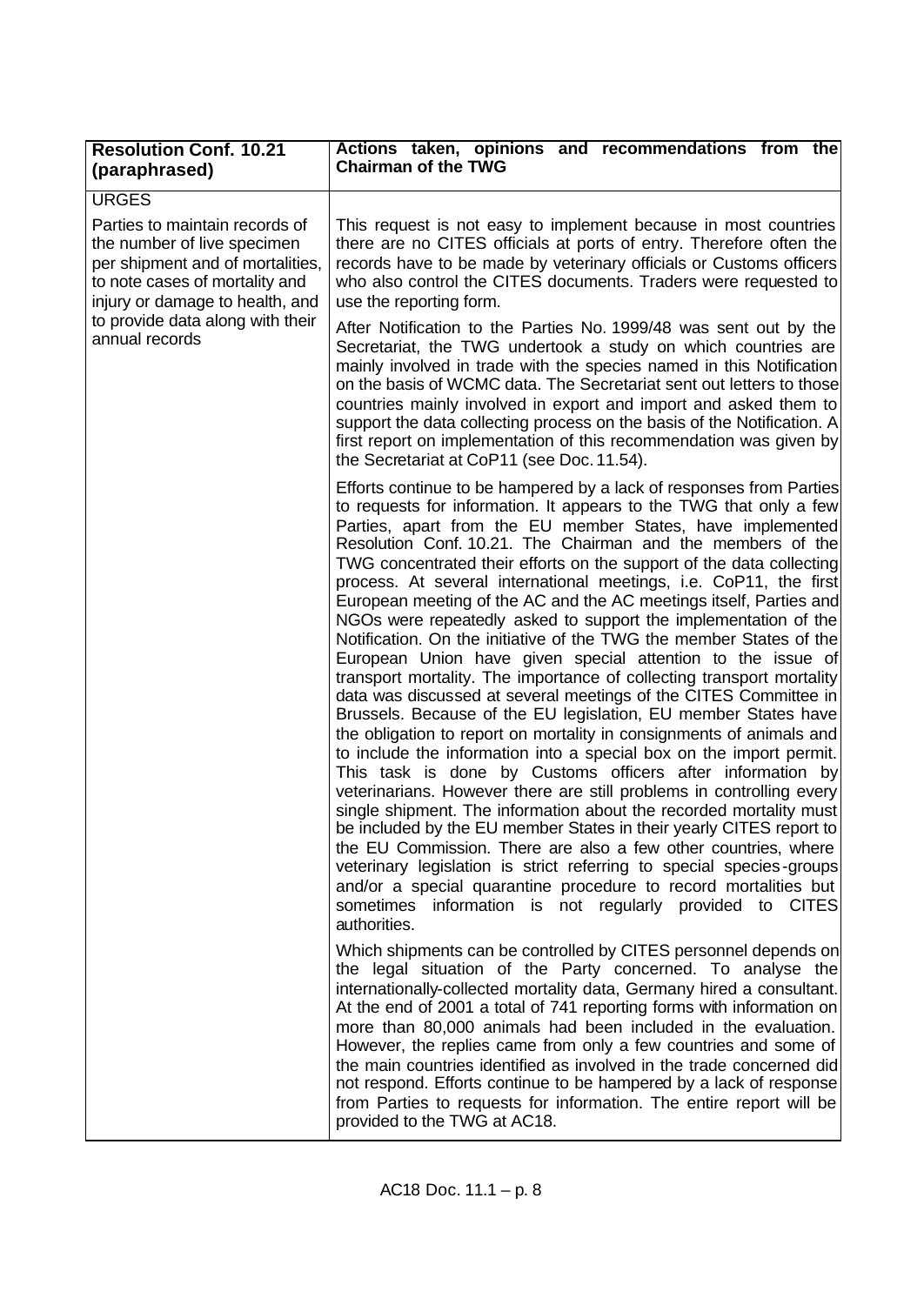| Resolution Conf. 10.21 (paraphrased) | Actions taken, opinions and recommendations from the Chairman of the TWG |
|---|---|
| URGES | |
| Parties to maintain records of the number of live specimen per shipment and of mortalities, to note cases of mortality and injury or damage to health, and to provide data along with their annual records | This request is not easy to implement because in most countries there are no CITES officials at ports of entry. Therefore often the records have to be made by veterinary officials or Customs officers who also control the CITES documents. Traders were requested to use the reporting form.<br><br>After Notification to the Parties No. 1999/48 was sent out by the Secretariat, the TWG undertook a study on which countries are mainly involved in trade with the species named in this Notification on the basis of WCMC data. The Secretariat sent out letters to those countries mainly involved in export and import and asked them to support the data collecting process on the basis of the Notification. A first report on implementation of this recommendation was given by the Secretariat at CoP11 (see Doc. 11.54).<br><br>Efforts continue to be hampered by a lack of responses from Parties to requests for information. It appears to the TWG that only a few Parties, apart from the EU member States, have implemented Resolution Conf. 10.21. The Chairman and the members of the TWG concentrated their efforts on the support of the data collecting process. At several international meetings, i.e. CoP11, the first European meeting of the AC and the AC meetings itself, Parties and NGOs were repeatedly asked to support the implementation of the Notification. On the initiative of the TWG the member States of the European Union have given special attention to the issue of transport mortality. The importance of collecting transport mortality data was discussed at several meetings of the CITES Committee in Brussels. Because of the EU legislation, EU member States have the obligation to report on mortality in consignments of animals and to include the information into a special box on the import permit. This task is done by Customs officers after information by veterinarians. However there are still problems in controlling every single shipment. The information about the recorded mortality must be included by the EU member States in their yearly CITES report to the EU Commission. There are also a few other countries, where veterinary legislation is strict referring to special species-groups and/or a special quarantine procedure to record mortalities but sometimes information is not regularly provided to CITES authorities.<br><br>Which shipments can be controlled by CITES personnel depends on the legal situation of the Party concerned. To analyse the internationally-collected mortality data, Germany hired a consultant. At the end of 2001 a total of 741 reporting forms with information on more than 80,000 animals had been included in the evaluation. However, the replies came from only a few countries and some of the main countries identified as involved in the trade concerned did not respond. Efforts continue to be hampered by a lack of response from Parties to requests for information. The entire report will be provided to the TWG at AC18. |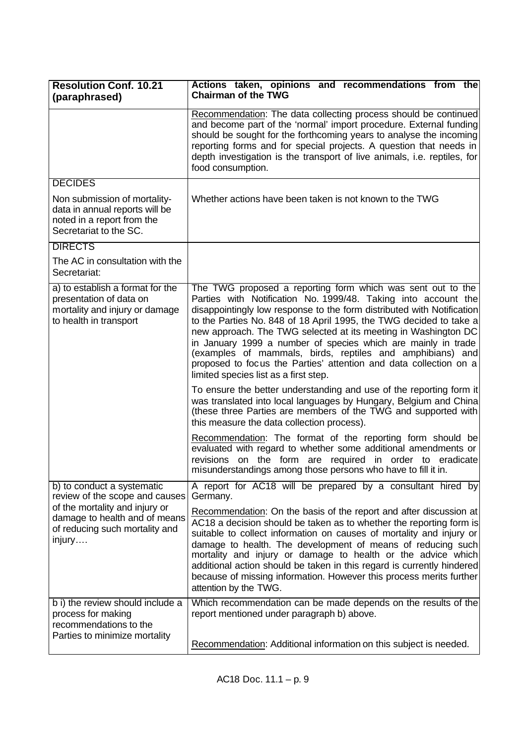| Resolution Conf. 10.21 (paraphrased) | Actions taken, opinions and recommendations from the Chairman of the TWG |
|---|---|
| | Recommendation: The data collecting process should be continued and become part of the 'normal' import procedure. External funding should be sought for the forthcoming years to analyse the incoming reporting forms and for special projects. A question that needs in depth investigation is the transport of live animals, i.e. reptiles, for food consumption. |
| DECIDES<br><br>Non submission of mortality-data in annual reports will be noted in a report from the Secretariat to the SC. | Whether actions have been taken is not known to the TWG |
| DIRECTS<br><br>The AC in consultation with the Secretariat: | |
| a) to establish a format for the presentation of data on mortality and injury or damage to health in transport | The TWG proposed a reporting form which was sent out to the Parties with Notification No. 1999/48. Taking into account the disappointingly low response to the form distributed with Notification to the Parties No. 848 of 18 April 1995, the TWG decided to take a new approach. The TWG selected at its meeting in Washington DC in January 1999 a number of species which are mainly in trade (examples of mammals, birds, reptiles and amphibians) and proposed to focus the Parties' attention and data collection on a limited species list as a first step.<br><br>To ensure the better understanding and use of the reporting form it was translated into local languages by Hungary, Belgium and China (these three Parties are members of the TWG and supported with this measure the data collection process).<br><br>Recommendation: The format of the reporting form should be evaluated with regard to whether some additional amendments or revisions on the form are required in order to eradicate misunderstandings among those persons who have to fill it in. |
| b) to conduct a systematic review of the scope and causes of the mortality and injury or damage to health and of means of reducing such mortality and injury…. | A report for AC18 will be prepared by a consultant hired by Germany.<br><br>Recommendation: On the basis of the report and after discussion at AC18 a decision should be taken as to whether the reporting form is suitable to collect information on causes of mortality and injury or damage to health. The development of means of reducing such mortality and injury or damage to health or the advice which additional action should be taken in this regard is currently hindered because of missing information. However this process merits further attention by the TWG. |
| b i) the review should include a process for making recommendations to the Parties to minimize mortality | Which recommendation can be made depends on the results of the report mentioned under paragraph b) above.<br><br>Recommendation: Additional information on this subject is needed. |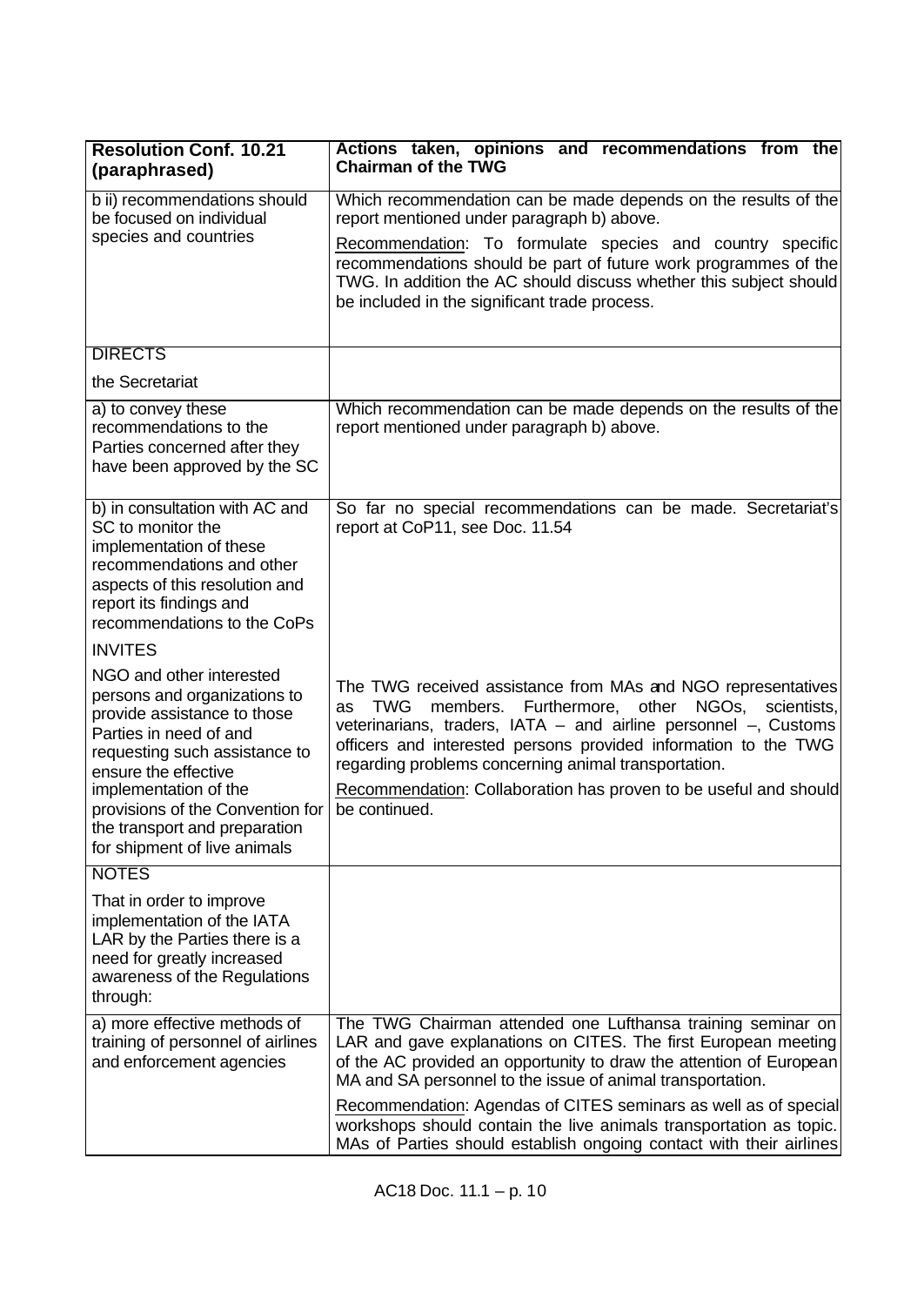| **Resolution Conf. 10.21 (paraphrased)** | **Actions taken, opinions and recommendations from the Chairman of the TWG** |
|---|---|
| b ii) recommendations should be focused on individual species and countries | Which recommendation can be made depends on the results of the report mentioned under paragraph b) above.<br><br>Recommendation: To formulate species and country specific recommendations should be part of future work programmes of the TWG. In addition the AC should discuss whether this subject should be included in the significant trade process. |
| DIRECTS<br><br>the Secretariat | |
| a) to convey these recommendations to the Parties concerned after they have been approved by the SC | Which recommendation can be made depends on the results of the report mentioned under paragraph b) above. |
| b) in consultation with AC and SC to monitor the implementation of these recommendations and other aspects of this resolution and report its findings and recommendations to the CoPs | So far no special recommendations can be made. Secretariat's report at CoP11, see Doc. 11.54 |
| INVITES<br><br>NGO and other interested persons and organizations to provide assistance to those Parties in need of and requesting such assistance to ensure the effective implementation of the provisions of the Convention for the transport and preparation for shipment of live animals | The TWG received assistance from MAs and NGO representatives as TWG members. Furthermore, other NGOs, scientists, veterinarians, traders, IATA – and airline personnel –, Customs officers and interested persons provided information to the TWG regarding problems concerning animal transportation.<br><br>Recommendation: Collaboration has proven to be useful and should be continued. |
| NOTES<br><br>That in order to improve implementation of the IATA LAR by the Parties there is a need for greatly increased awareness of the Regulations through: | |
| a) more effective methods of training of personnel of airlines and enforcement agencies | The TWG Chairman attended one Lufthansa training seminar on LAR and gave explanations on CITES. The first European meeting of the AC provided an opportunity to draw the attention of European MA and SA personnel to the issue of animal transportation.<br><br>Recommendation: Agendas of CITES seminars as well as of special workshops should contain the live animals transportation as topic. MAs of Parties should establish ongoing contact with their airlines |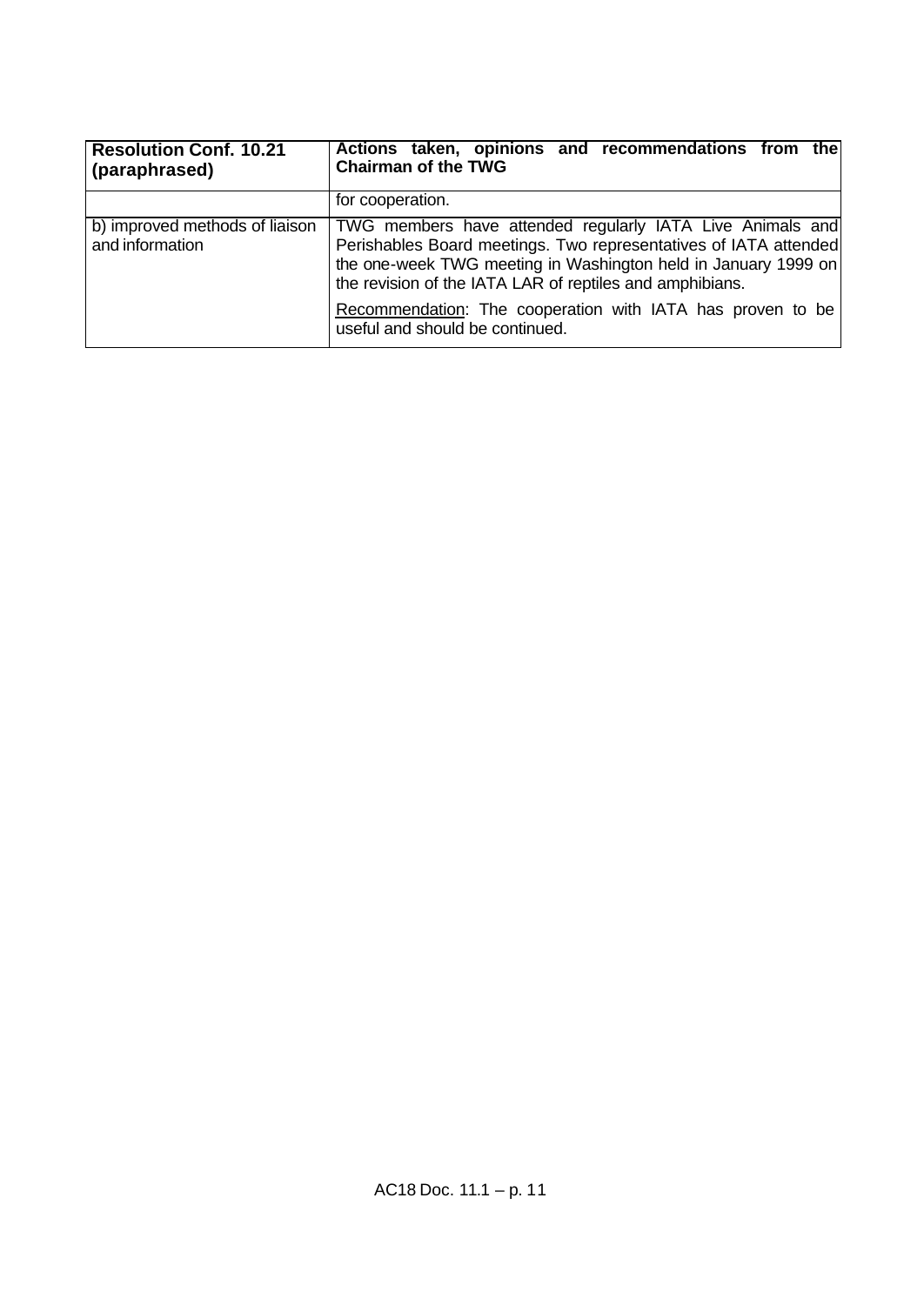| Resolution Conf. 10.21 (paraphrased) | Actions taken, opinions and recommendations from the Chairman of the TWG |
|---|---|
| | for cooperation. |
| b) improved methods of liaison and information | TWG members have attended regularly IATA Live Animals and Perishables Board meetings. Two representatives of IATA attended the one-week TWG meeting in Washington held in January 1999 on the revision of the IATA LAR of reptiles and amphibians.<br><br><u>Recommendation</u>: The cooperation with IATA has proven to be useful and should be continued. |